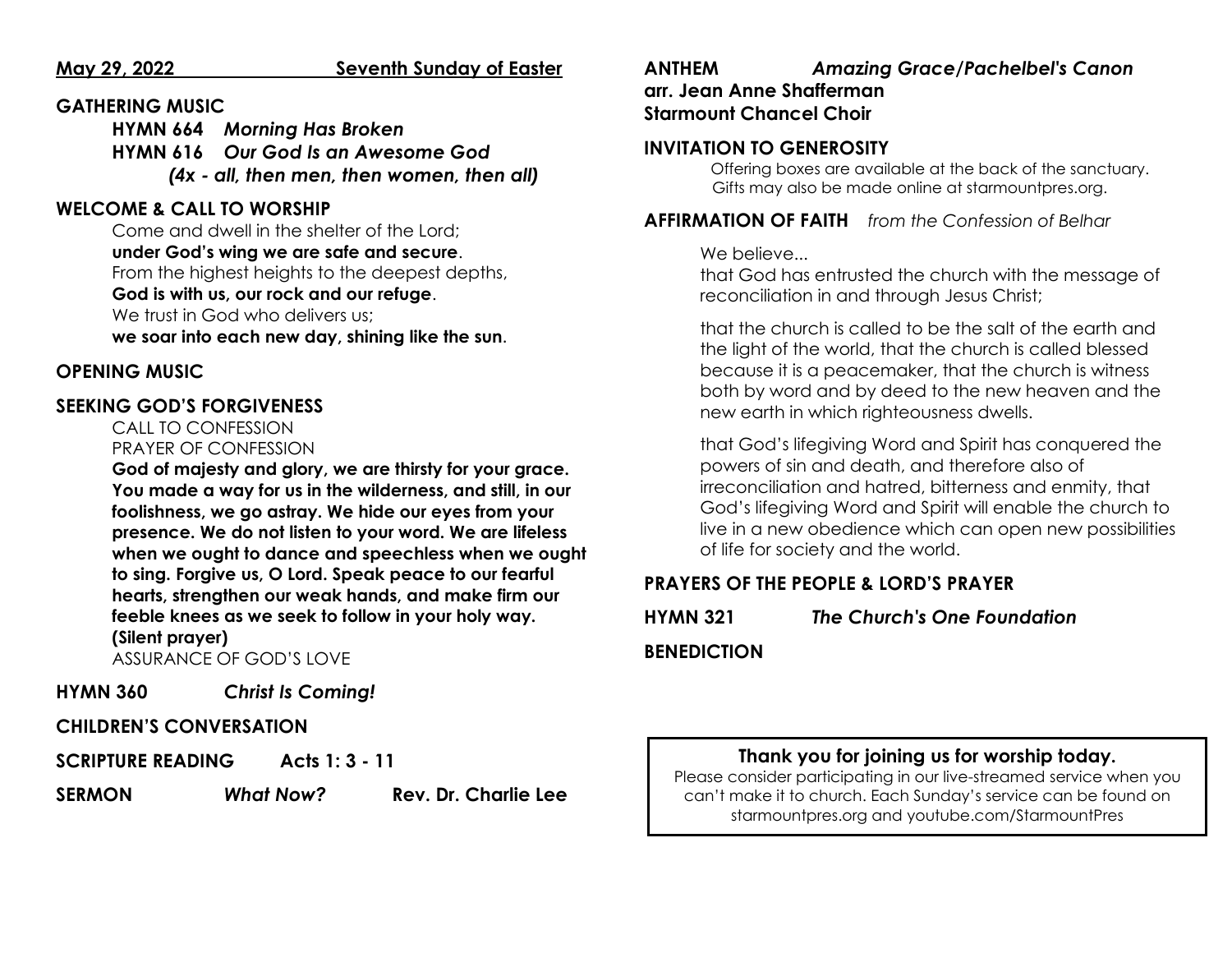**May 29, 2022 — Seventh Sunday of Easter**

## GATHERING MUSIC

**HYMN 664** ***Morning Has Broken***

**HYMN 616** ***Our God Is an Awesome God***

***(4x - all, then men, then women, then all)***

## WELCOME & CALL TO WORSHIP

Come and dwell in the shelter of the Lord;
**under God's wing we are safe and secure**.
From the highest heights to the deepest depths,
**God is with us, our rock and our refuge**.
We trust in God who delivers us;
**we soar into each new day, shining like the sun**.

## OPENING MUSIC

## SEEKING GOD'S FORGIVENESS

CALL TO CONFESSION

PRAYER OF CONFESSION

**God of majesty and glory, we are thirsty for your grace. You made a way for us in the wilderness, and still, in our foolishness, we go astray. We hide our eyes from your presence. We do not listen to your word. We are lifeless when we ought to dance and speechless when we ought to sing. Forgive us, O Lord. Speak peace to our fearful hearts, strengthen our weak hands, and make firm our feeble knees as we seek to follow in your holy way. (Silent prayer)**

ASSURANCE OF GOD'S LOVE

**HYMN 360** ***Christ Is Coming!***

## CHILDREN'S CONVERSATION

**SCRIPTURE READING** **Acts 1: 3 - 11**

**SERMON** ***What Now?*** **Rev. Dr. Charlie Lee**

**ANTHEM** ***Amazing Grace/Pachelbel's Canon***
**arr. Jean Anne Shafferman**
**Starmount Chancel Choir**

## INVITATION TO GENEROSITY

Offering boxes are available at the back of the sanctuary. Gifts may also be made online at starmountpres.org.

## AFFIRMATION OF FAITH *from the Confession of Belhar*

We believe...
that God has entrusted the church with the message of reconciliation in and through Jesus Christ;

that the church is called to be the salt of the earth and the light of the world, that the church is called blessed because it is a peacemaker, that the church is witness both by word and by deed to the new heaven and the new earth in which righteousness dwells.

that God's lifegiving Word and Spirit has conquered the powers of sin and death, and therefore also of irreconciliation and hatred, bitterness and enmity, that God's lifegiving Word and Spirit will enable the church to live in a new obedience which can open new possibilities of life for society and the world.

## PRAYERS OF THE PEOPLE & LORD'S PRAYER

**HYMN 321** ***The Church's One Foundation***

## BENEDICTION

**Thank you for joining us for worship today.**
Please consider participating in our live-streamed service when you can't make it to church. Each Sunday's service can be found on starmountpres.org and youtube.com/StarmountPres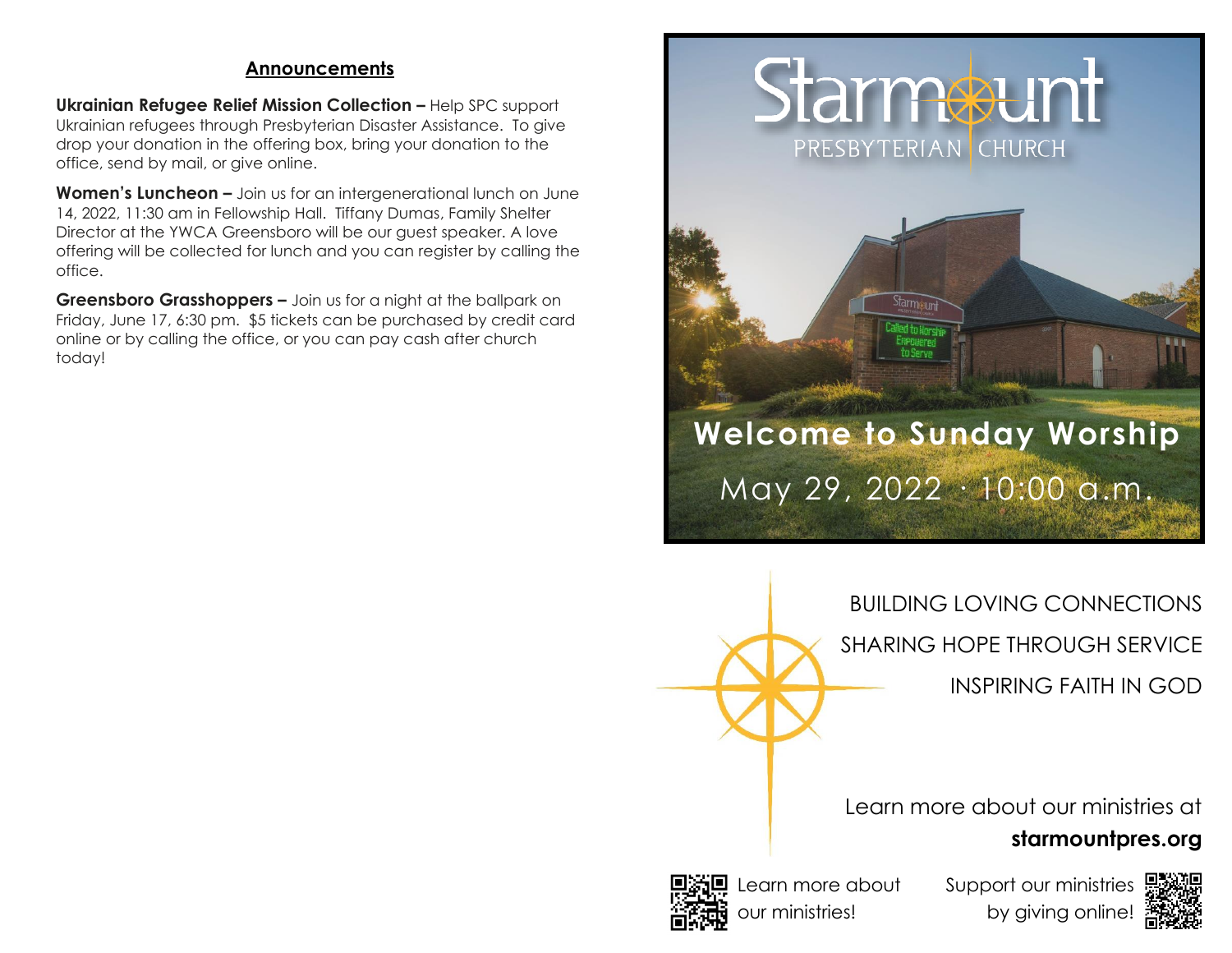## Announcements

**Ukrainian Refugee Relief Mission Collection –** Help SPC support Ukrainian refugees through Presbyterian Disaster Assistance. To give drop your donation in the offering box, bring your donation to the office, send by mail, or give online.

**Women's Luncheon –** Join us for an intergenerational lunch on June 14, 2022, 11:30 am in Fellowship Hall. Tiffany Dumas, Family Shelter Director at the YWCA Greensboro will be our guest speaker. A love offering will be collected for lunch and you can register by calling the office.

**Greensboro Grasshoppers –** Join us for a night at the ballpark on Friday, June 17, 6:30 pm. $5 tickets can be purchased by credit card online or by calling the office, or you can pay cash after church today!

# Starmount

PRESBYTERIAN CHURCH

**Welcome to Sunday Worship**

May 29, 2022 · 10:00 a.m.

BUILDING LOVING CONNECTIONS

SHARING HOPE THROUGH SERVICE

INSPIRING FAITH IN GOD

Learn more about our ministries at

**starmountpres.org**

Learn more about our ministries!

Support our ministries by giving online!